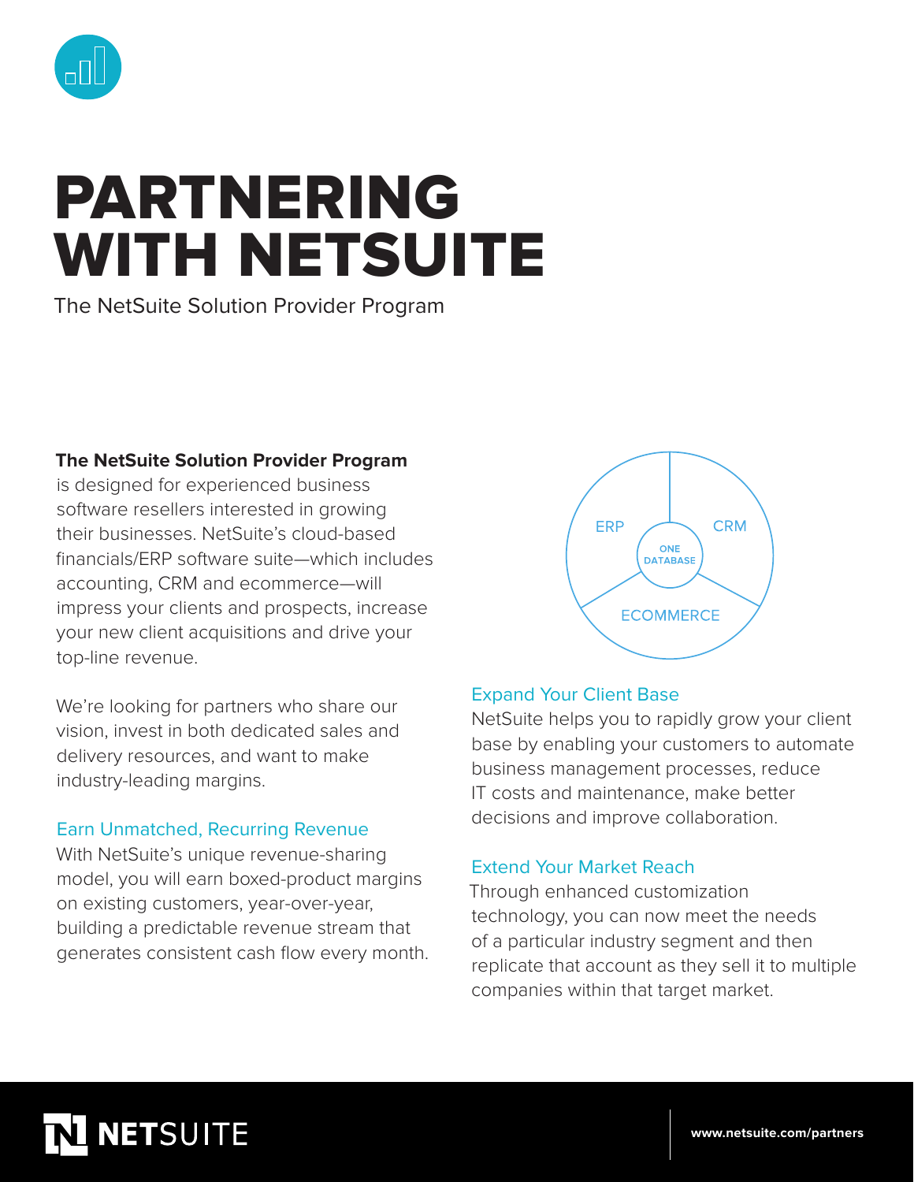# PARTNERING WITH NETSUITE

The NetSuite Solution Provider Program

**The NetSuite Solution Provider Program** is designed for experienced business software resellers interested in growing their businesses. NetSuite's cloud-based financials/ERP software suite—which includes accounting, CRM and ecommerce—will impress your clients and prospects, increase your new client acquisitions and drive your top-line revenue.

We're looking for partners who share our vision, invest in both dedicated sales and delivery resources, and want to make industry-leading margins.

ERP

CRM

ONE DATABASE

ECOMMERCE

### Earn Unmatched, Recurring Revenue

With NetSuite's unique revenue-sharing model, you will earn boxed-product margins on existing customers, year-over-year, building a predictable revenue stream that generates consistent cash flow every month.

### Expand Your Client Base

NetSuite helps you to rapidly grow your client base by enabling your customers to automate business management processes, reduce IT costs and maintenance, make better decisions and improve collaboration.

### Extend Your Market Reach

Through enhanced customization technology, you can now meet the needs of a particular industry segment and then replicate that account as they sell it to multiple companies within that target market.

NETSUITE

www.netsuite.com/partners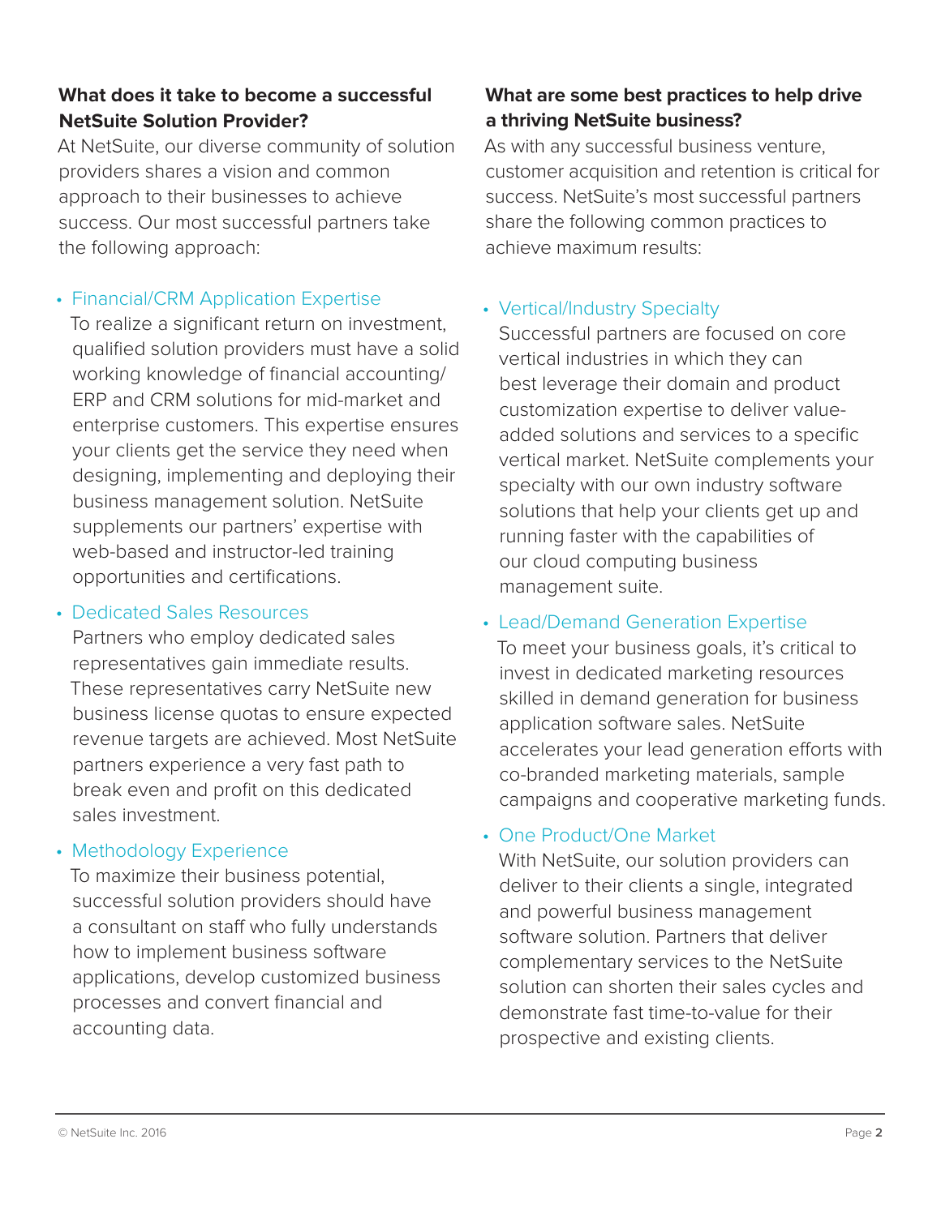## What does it take to become a successful NetSuite Solution Provider?

At NetSuite, our diverse community of solution providers shares a vision and common approach to their businesses to achieve success. Our most successful partners take the following approach:

- **Financial/CRM Application Expertise**
  To realize a significant return on investment, qualified solution providers must have a solid working knowledge of financial accounting/ERP and CRM solutions for mid-market and enterprise customers. This expertise ensures your clients get the service they need when designing, implementing and deploying their business management solution. NetSuite supplements our partners' expertise with web-based and instructor-led training opportunities and certifications.

- **Dedicated Sales Resources**
  Partners who employ dedicated sales representatives gain immediate results. These representatives carry NetSuite new business license quotas to ensure expected revenue targets are achieved. Most NetSuite partners experience a very fast path to break even and profit on this dedicated sales investment.

- **Methodology Experience**
  To maximize their business potential, successful solution providers should have a consultant on staff who fully understands how to implement business software applications, develop customized business processes and convert financial and accounting data.

## What are some best practices to help drive a thriving NetSuite business?

As with any successful business venture, customer acquisition and retention is critical for success. NetSuite's most successful partners share the following common practices to achieve maximum results:

- **Vertical/Industry Specialty**
  Successful partners are focused on core vertical industries in which they can best leverage their domain and product customization expertise to deliver value-added solutions and services to a specific vertical market. NetSuite complements your specialty with our own industry software solutions that help your clients get up and running faster with the capabilities of our cloud computing business management suite.

- **Lead/Demand Generation Expertise**
  To meet your business goals, it's critical to invest in dedicated marketing resources skilled in demand generation for business application software sales. NetSuite accelerates your lead generation efforts with co-branded marketing materials, sample campaigns and cooperative marketing funds.

- **One Product/One Market**
  With NetSuite, our solution providers can deliver to their clients a single, integrated and powerful business management software solution. Partners that deliver complementary services to the NetSuite solution can shorten their sales cycles and demonstrate fast time-to-value for their prospective and existing clients.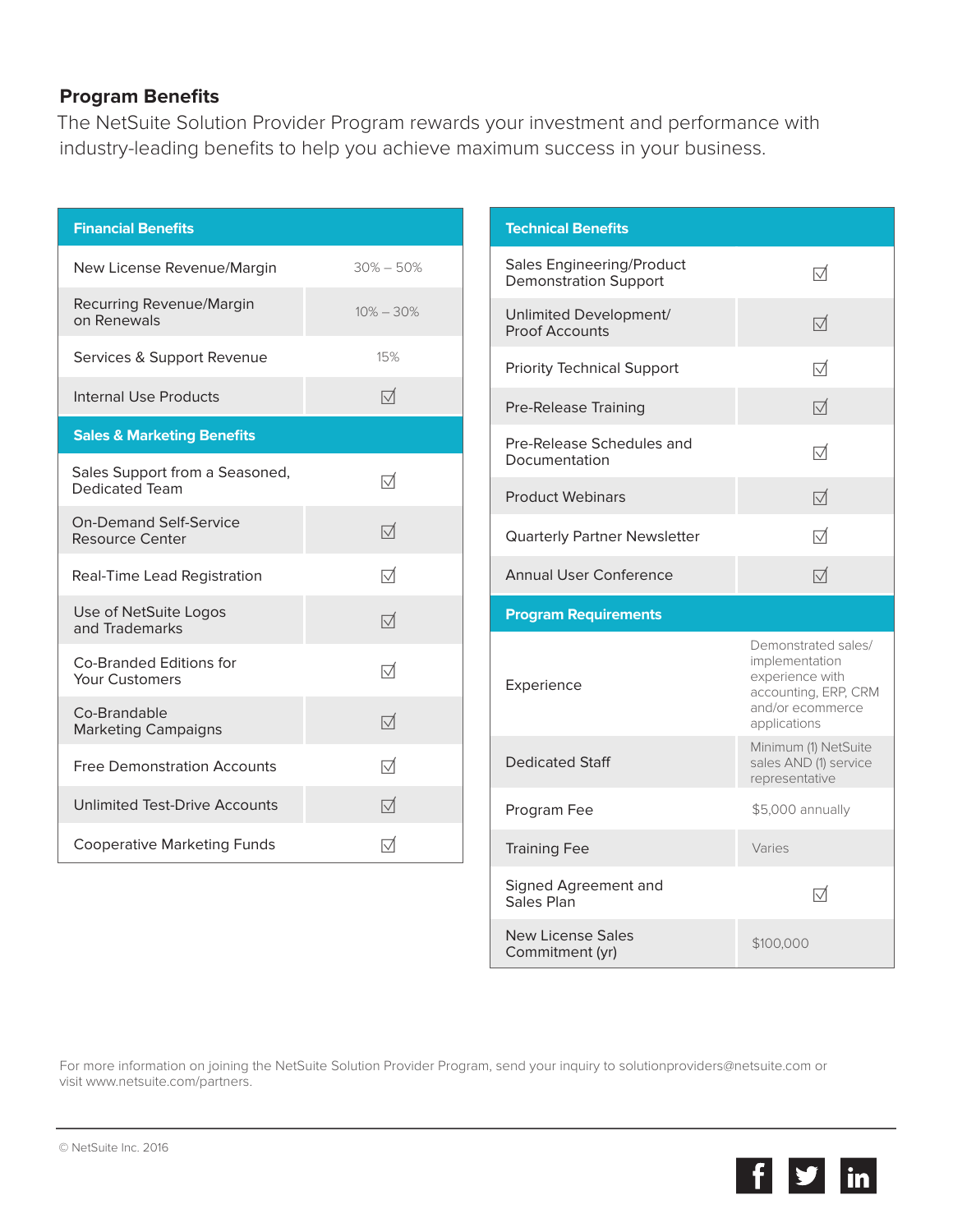## Program Benefits

The NetSuite Solution Provider Program rewards your investment and performance with industry-leading benefits to help you achieve maximum success in your business.

| Financial Benefits | |
|---|---|
| New License Revenue/Margin | 30% – 50% |
| Recurring Revenue/Margin on Renewals | 10% – 30% |
| Services & Support Revenue | 15% |
| Internal Use Products | ☑ |
| **Sales & Marketing Benefits** | |
| Sales Support from a Seasoned, Dedicated Team | ☑ |
| On-Demand Self-Service Resource Center | ☑ |
| Real-Time Lead Registration | ☑ |
| Use of NetSuite Logos and Trademarks | ☑ |
| Co-Branded Editions for Your Customers | ☑ |
| Co-Brandable Marketing Campaigns | ☑ |
| Free Demonstration Accounts | ☑ |
| Unlimited Test-Drive Accounts | ☑ |
| Cooperative Marketing Funds | ☑ |

| Technical Benefits | |
|---|---|
| Sales Engineering/Product Demonstration Support | ☑ |
| Unlimited Development/ Proof Accounts | ☑ |
| Priority Technical Support | ☑ |
| Pre-Release Training | ☑ |
| Pre-Release Schedules and Documentation | ☑ |
| Product Webinars | ☑ |
| Quarterly Partner Newsletter | ☑ |
| Annual User Conference | ☑ |
| **Program Requirements** | |
| Experience | Demonstrated sales/ implementation experience with accounting, ERP, CRM and/or ecommerce applications |
| Dedicated Staff | Minimum (1) NetSuite sales AND (1) service representative |
| Program Fee | $5,000 annually |
| Training Fee | Varies |
| Signed Agreement and Sales Plan | ☑ |
| New License Sales Commitment (yr) | $100,000 |

For more information on joining the NetSuite Solution Provider Program, send your inquiry to solutionproviders@netsuite.com or visit www.netsuite.com/partners.

© NetSuite Inc. 2016